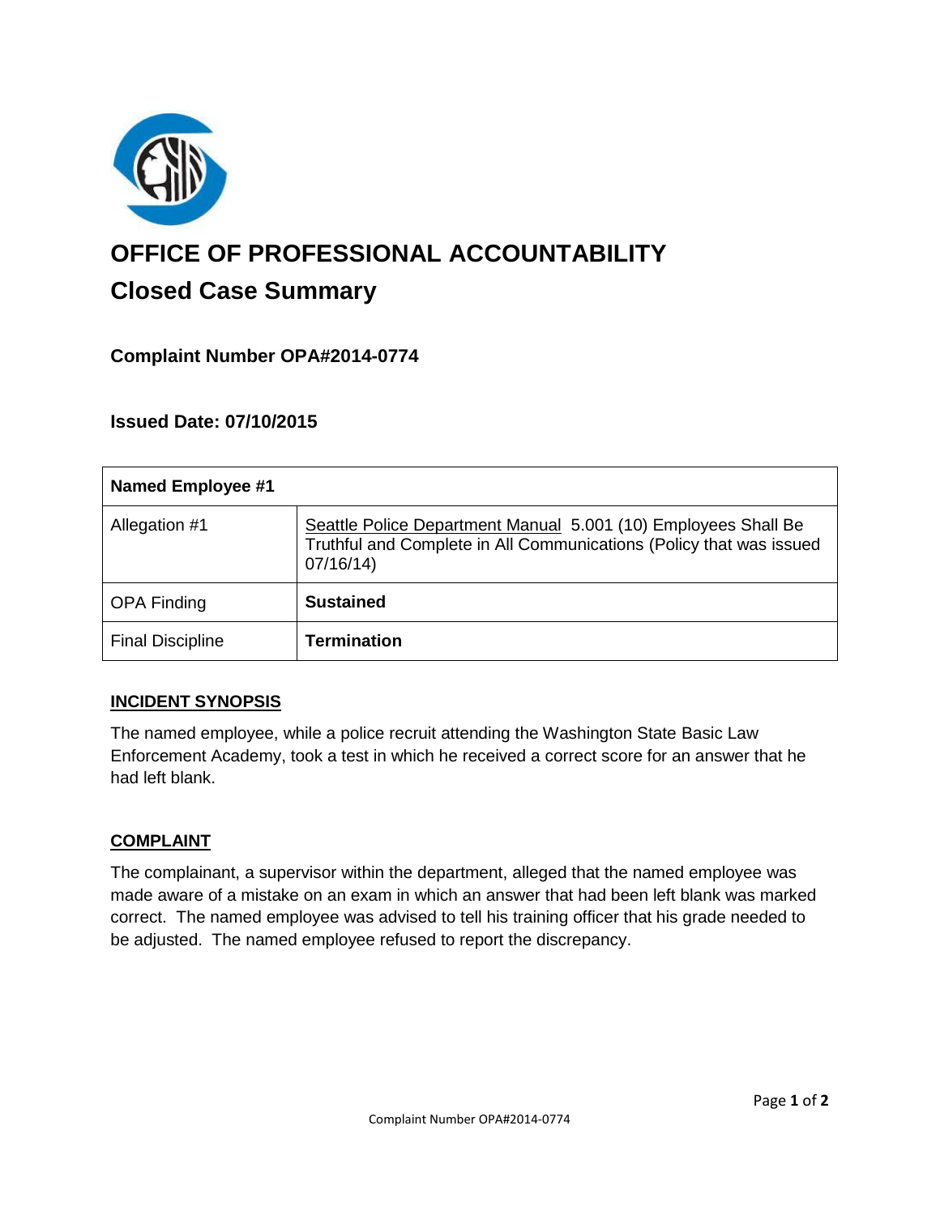# OFFICE OF PROFESSIONAL ACCOUNTABILITY

## Closed Case Summary

### Complaint Number OPA#2014-0774

### Issued Date: 07/10/2015

| Named Employee #1 | |
|---|---|
| Allegation #1 | Seattle Police Department Manual 5.001 (10) Employees Shall Be Truthful and Complete in All Communications (Policy that was issued 07/16/14) |
| OPA Finding | **Sustained** |
| Final Discipline | **Termination** |

**INCIDENT SYNOPSIS**

The named employee, while a police recruit attending the Washington State Basic Law Enforcement Academy, took a test in which he received a correct score for an answer that he had left blank.

**COMPLAINT**

The complainant, a supervisor within the department, alleged that the named employee was made aware of a mistake on an exam in which an answer that had been left blank was marked correct. The named employee was advised to tell his training officer that his grade needed to be adjusted. The named employee refused to report the discrepancy.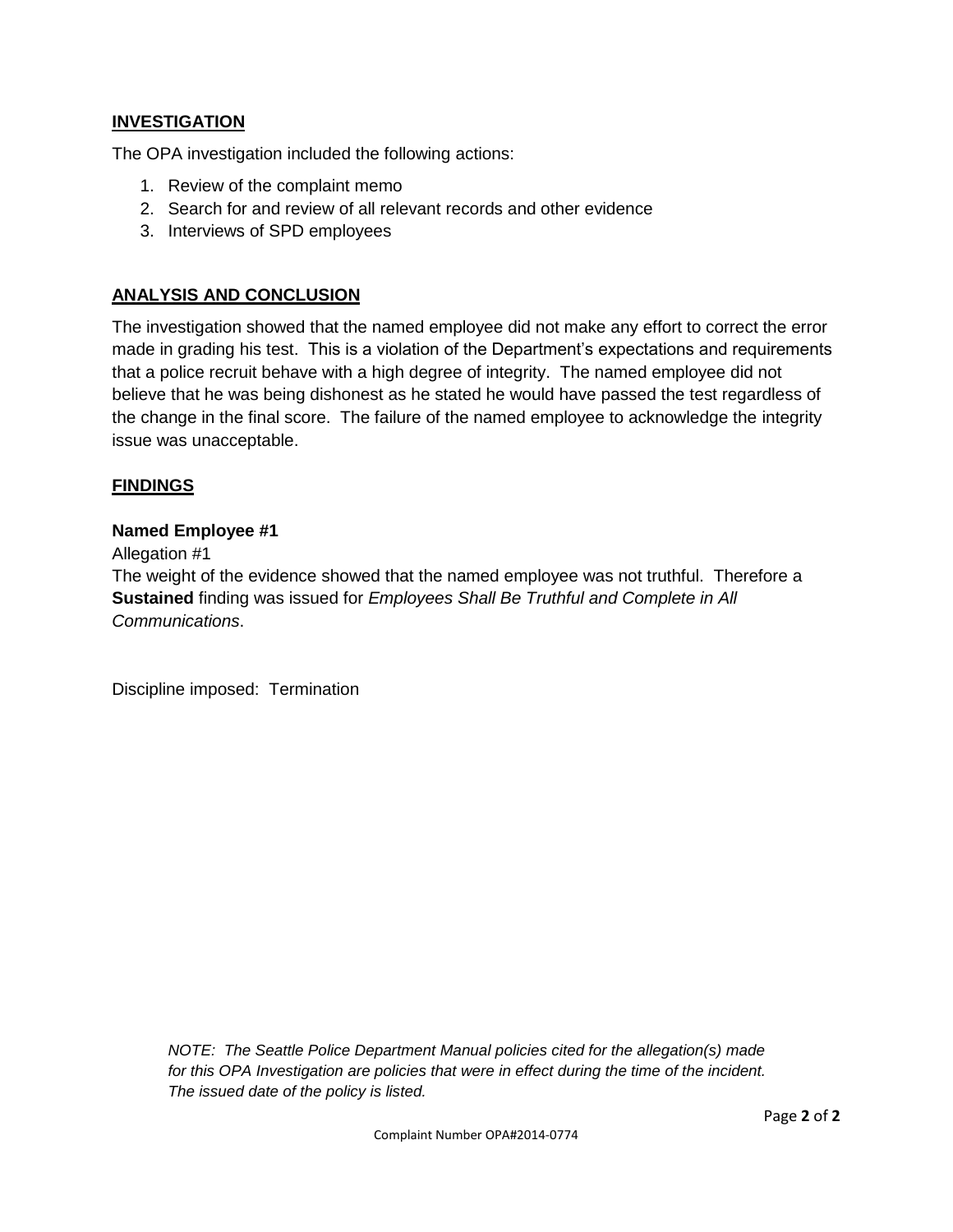## INVESTIGATION

The OPA investigation included the following actions:

1. Review of the complaint memo
2. Search for and review of all relevant records and other evidence
3. Interviews of SPD employees

## ANALYSIS AND CONCLUSION

The investigation showed that the named employee did not make any effort to correct the error made in grading his test. This is a violation of the Department's expectations and requirements that a police recruit behave with a high degree of integrity. The named employee did not believe that he was being dishonest as he stated he would have passed the test regardless of the change in the final score. The failure of the named employee to acknowledge the integrity issue was unacceptable.

## FINDINGS

**Named Employee #1**

Allegation #1

The weight of the evidence showed that the named employee was not truthful. Therefore a **Sustained** finding was issued for *Employees Shall Be Truthful and Complete in All Communications*.

Discipline imposed: Termination

*NOTE: The Seattle Police Department Manual policies cited for the allegation(s) made for this OPA Investigation are policies that were in effect during the time of the incident. The issued date of the policy is listed.*

Complaint Number OPA#2014-0774